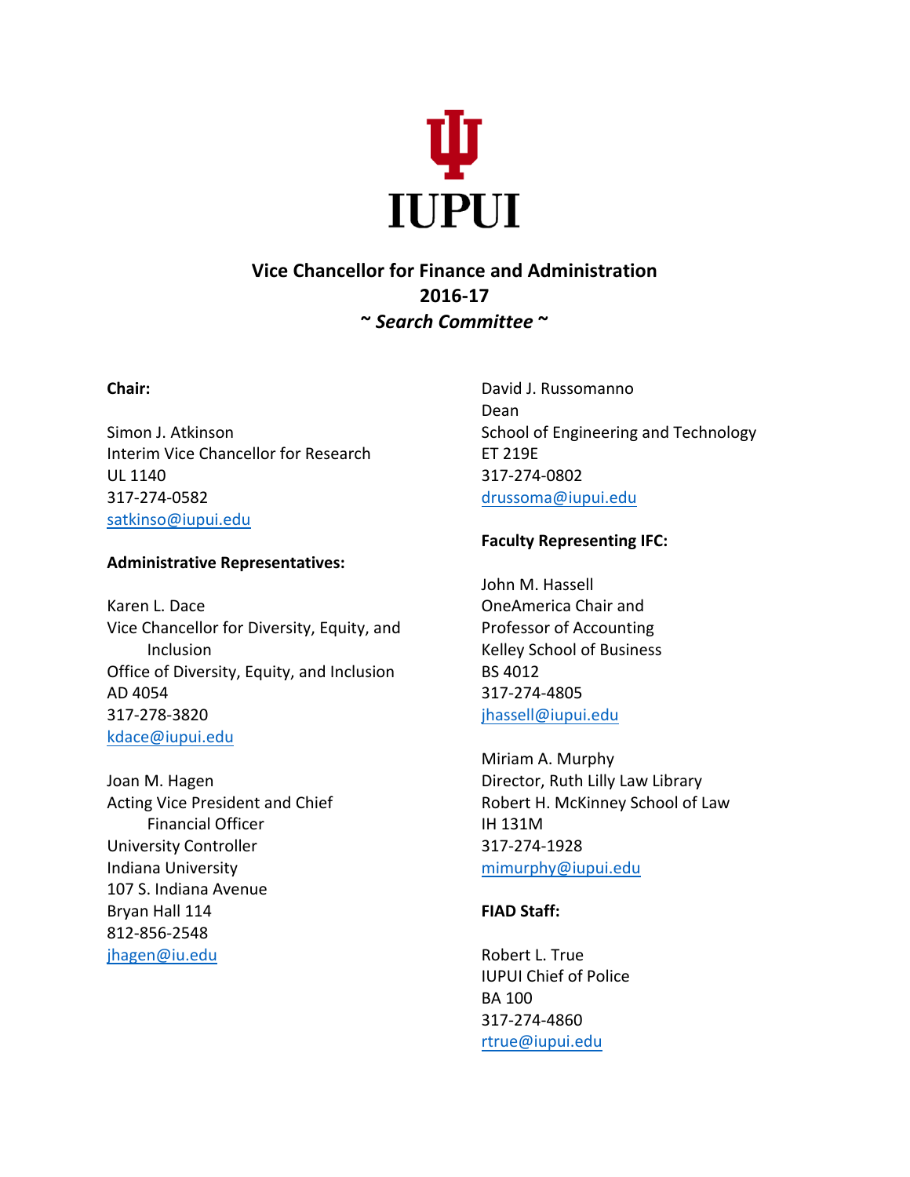IUPUI

# Vice Chancellor for Finance and Administration
## 2016-17
### *~ Search Committee ~*

**Chair:**

Simon J. Atkinson
Interim Vice Chancellor for Research
UL 1140
317-274-0582
satkinso@iupui.edu

**Administrative Representatives:**

Karen L. Dace
Vice Chancellor for Diversity, Equity, and Inclusion
Office of Diversity, Equity, and Inclusion
AD 4054
317-278-3820
kdace@iupui.edu

Joan M. Hagen
Acting Vice President and Chief Financial Officer
University Controller
Indiana University
107 S. Indiana Avenue
Bryan Hall 114
812-856-2548
jhagen@iu.edu

David J. Russomanno
Dean
School of Engineering and Technology
ET 219E
317-274-0802
drussoma@iupui.edu

**Faculty Representing IFC:**

John M. Hassell
OneAmerica Chair and
Professor of Accounting
Kelley School of Business
BS 4012
317-274-4805
jhassell@iupui.edu

Miriam A. Murphy
Director, Ruth Lilly Law Library
Robert H. McKinney School of Law
IH 131M
317-274-1928
mimurphy@iupui.edu

**FIAD Staff:**

Robert L. True
IUPUI Chief of Police
BA 100
317-274-4860
rtrue@iupui.edu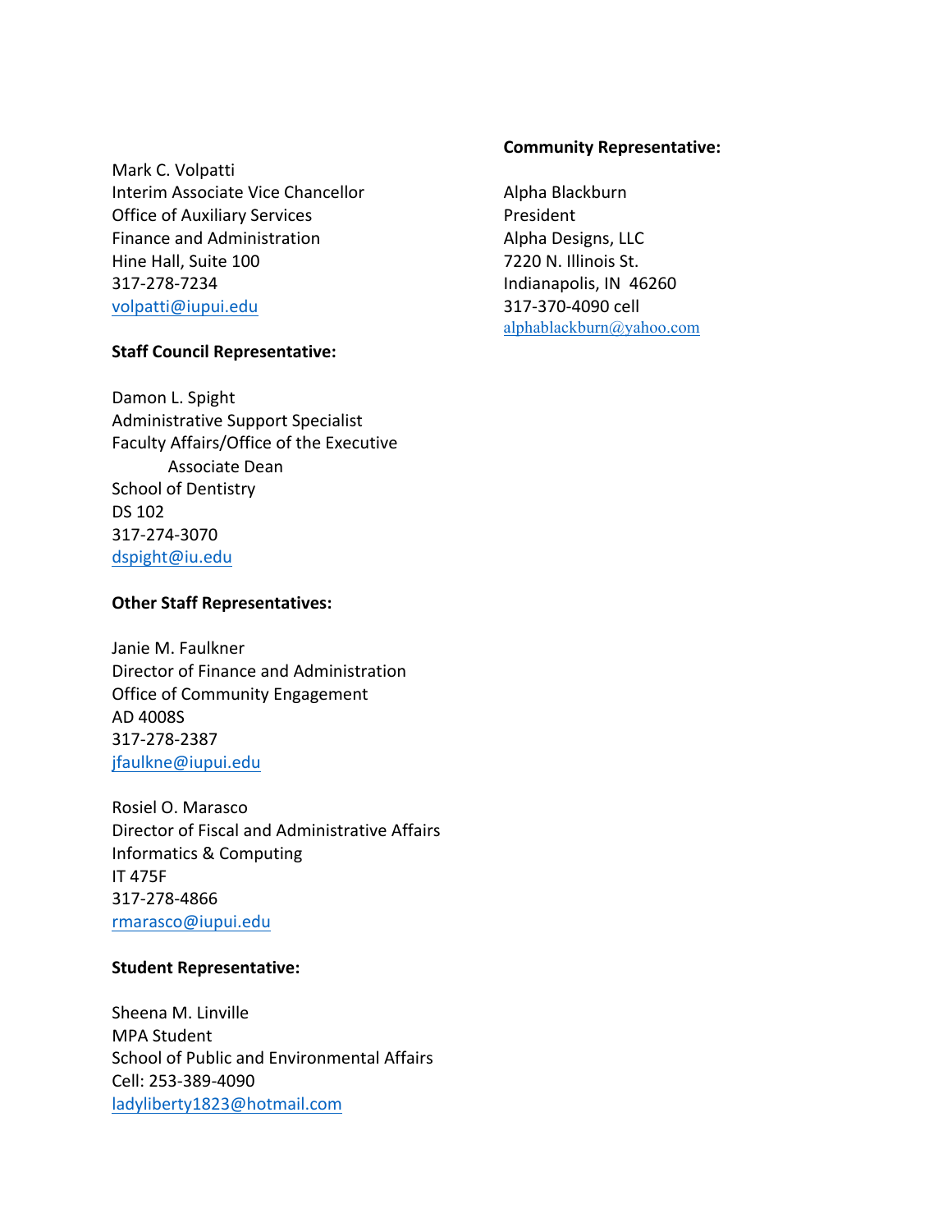Mark C. Volpatti
Interim Associate Vice Chancellor
Office of Auxiliary Services
Finance and Administration
Hine Hall, Suite 100
317-278-7234
volpatti@iupui.edu

**Staff Council Representative:**

Damon L. Spight
Administrative Support Specialist
Faculty Affairs/Office of the Executive Associate Dean
School of Dentistry
DS 102
317-274-3070
dspight@iu.edu

**Other Staff Representatives:**

Janie M. Faulkner
Director of Finance and Administration
Office of Community Engagement
AD 4008S
317-278-2387
jfaulkne@iupui.edu

Rosiel O. Marasco
Director of Fiscal and Administrative Affairs
Informatics & Computing
IT 475F
317-278-4866
rmarasco@iupui.edu

**Student Representative:**

Sheena M. Linville
MPA Student
School of Public and Environmental Affairs
Cell: 253-389-4090
ladyliberty1823@hotmail.com

**Community Representative:**

Alpha Blackburn
President
Alpha Designs, LLC
7220 N. Illinois St.
Indianapolis, IN 46260
317-370-4090 cell
alphablackburn@yahoo.com